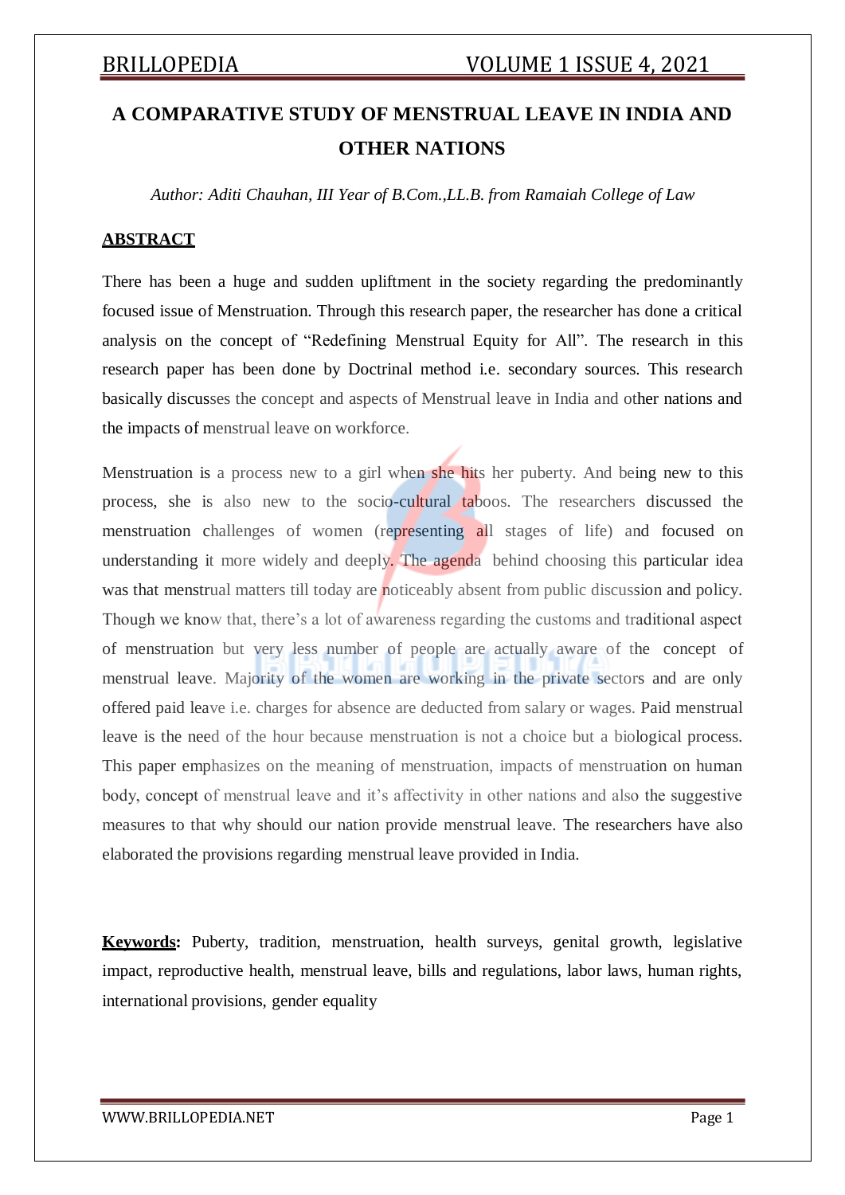# A COMPARATIVE STUDY OF MENSTRUAL LEAVE IN INDIA AND OTHER NATIONS

*Author: Aditi Chauhan, III Year of B.Com.,LL.B. from Ramaiah College of Law*

## ABSTRACT

There has been a huge and sudden upliftment in the society regarding the predominantly focused issue of Menstruation. Through this research paper, the researcher has done a critical analysis on the concept of "Redefining Menstrual Equity for All". The research in this research paper has been done by Doctrinal method i.e. secondary sources. This research basically discusses the concept and aspects of Menstrual leave in India and other nations and the impacts of menstrual leave on workforce.

Menstruation is a process new to a girl when she hits her puberty. And being new to this process, she is also new to the socio-cultural taboos. The researchers discussed the menstruation challenges of women (representing all stages of life) and focused on understanding it more widely and deeply. The agenda behind choosing this particular idea was that menstrual matters till today are noticeably absent from public discussion and policy. Though we know that, there's a lot of awareness regarding the customs and traditional aspect of menstruation but very less number of people are actually aware of the concept of menstrual leave. Majority of the women are working in the private sectors and are only offered paid leave i.e. charges for absence are deducted from salary or wages. Paid menstrual leave is the need of the hour because menstruation is not a choice but a biological process. This paper emphasizes on the meaning of menstruation, impacts of menstruation on human body, concept of menstrual leave and it's affectivity in other nations and also the suggestive measures to that why should our nation provide menstrual leave. The researchers have also elaborated the provisions regarding menstrual leave provided in India.

**Keywords:** Puberty, tradition, menstruation, health surveys, genital growth, legislative impact, reproductive health, menstrual leave, bills and regulations, labor laws, human rights, international provisions, gender equality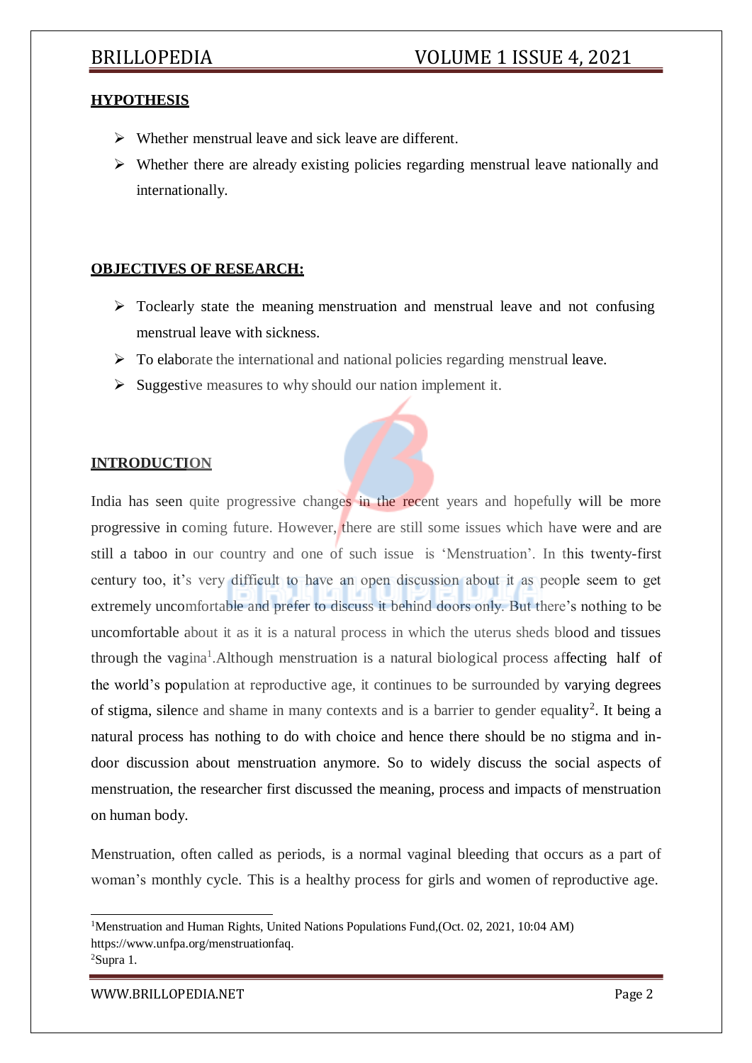## HYPOTHESIS

- Whether menstrual leave and sick leave are different.
- Whether there are already existing policies regarding menstrual leave nationally and internationally.

## OBJECTIVES OF RESEARCH:

- Toclearly state the meaning menstruation and menstrual leave and not confusing menstrual leave with sickness.
- To elaborate the international and national policies regarding menstrual leave.
- Suggestive measures to why should our nation implement it.

## INTRODUCTION

India has seen quite progressive changes in the recent years and hopefully will be more progressive in coming future. However, there are still some issues which have were and are still a taboo in our country and one of such issue is 'Menstruation'. In this twenty-first century too, it's very difficult to have an open discussion about it as people seem to get extremely uncomfortable and prefer to discuss it behind doors only. But there's nothing to be uncomfortable about it as it is a natural process in which the uterus sheds blood and tissues through the vagina[1].Although menstruation is a natural biological process affecting half of the world's population at reproductive age, it continues to be surrounded by varying degrees of stigma, silence and shame in many contexts and is a barrier to gender equality[2]. It being a natural process has nothing to do with choice and hence there should be no stigma and in-door discussion about menstruation anymore. So to widely discuss the social aspects of menstruation, the researcher first discussed the meaning, process and impacts of menstruation on human body.

Menstruation, often called as periods, is a normal vaginal bleeding that occurs as a part of woman's monthly cycle. This is a healthy process for girls and women of reproductive age.

---

[1]Menstruation and Human Rights, United Nations Populations Fund,(Oct. 02, 2021, 10:04 AM) https://www.unfpa.org/menstruationfaq.

[2]Supra 1.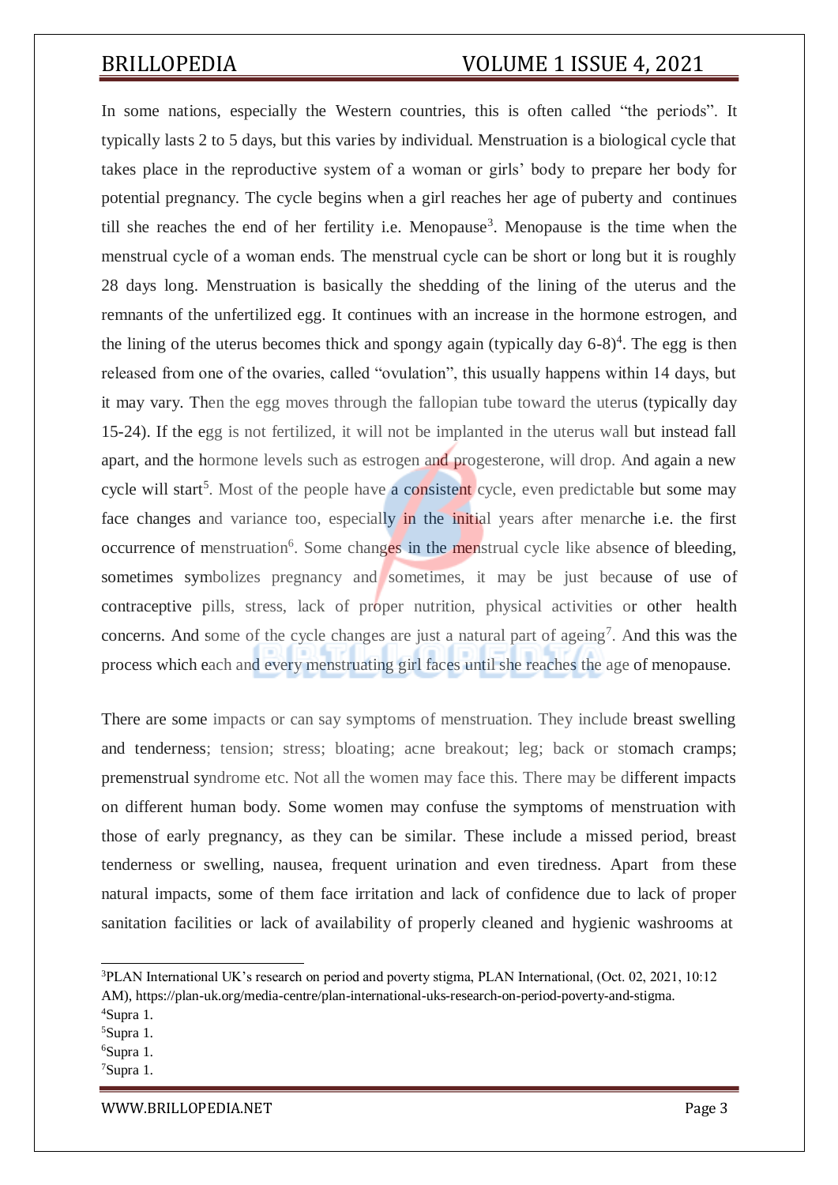In some nations, especially the Western countries, this is often called "the periods". It typically lasts 2 to 5 days, but this varies by individual. Menstruation is a biological cycle that takes place in the reproductive system of a woman or girls' body to prepare her body for potential pregnancy. The cycle begins when a girl reaches her age of puberty and continues till she reaches the end of her fertility i.e. Menopause[3]. Menopause is the time when the menstrual cycle of a woman ends. The menstrual cycle can be short or long but it is roughly 28 days long. Menstruation is basically the shedding of the lining of the uterus and the remnants of the unfertilized egg. It continues with an increase in the hormone estrogen, and the lining of the uterus becomes thick and spongy again (typically day 6-8)[4]. The egg is then released from one of the ovaries, called "ovulation", this usually happens within 14 days, but it may vary. Then the egg moves through the fallopian tube toward the uterus (typically day 15-24). If the egg is not fertilized, it will not be implanted in the uterus wall but instead fall apart, and the hormone levels such as estrogen and progesterone, will drop. And again a new cycle will start[5]. Most of the people have a consistent cycle, even predictable but some may face changes and variance too, especially in the initial years after menarche i.e. the first occurrence of menstruation[6]. Some changes in the menstrual cycle like absence of bleeding, sometimes symbolizes pregnancy and sometimes, it may be just because of use of contraceptive pills, stress, lack of proper nutrition, physical activities or other health concerns. And some of the cycle changes are just a natural part of ageing[7]. And this was the process which each and every menstruating girl faces until she reaches the age of menopause.

There are some impacts or can say symptoms of menstruation. They include breast swelling and tenderness; tension; stress; bloating; acne breakout; leg; back or stomach cramps; premenstrual syndrome etc. Not all the women may face this. There may be different impacts on different human body. Some women may confuse the symptoms of menstruation with those of early pregnancy, as they can be similar. These include a missed period, breast tenderness or swelling, nausea, frequent urination and even tiredness. Apart from these natural impacts, some of them face irritation and lack of confidence due to lack of proper sanitation facilities or lack of availability of properly cleaned and hygienic washrooms at

---

[3] PLAN International UK's research on period and poverty stigma, PLAN International, (Oct. 02, 2021, 10:12 AM), https://plan-uk.org/media-centre/plan-international-uks-research-on-period-poverty-and-stigma.

[4] Supra 1.

[5] Supra 1.

[6] Supra 1.

[7] Supra 1.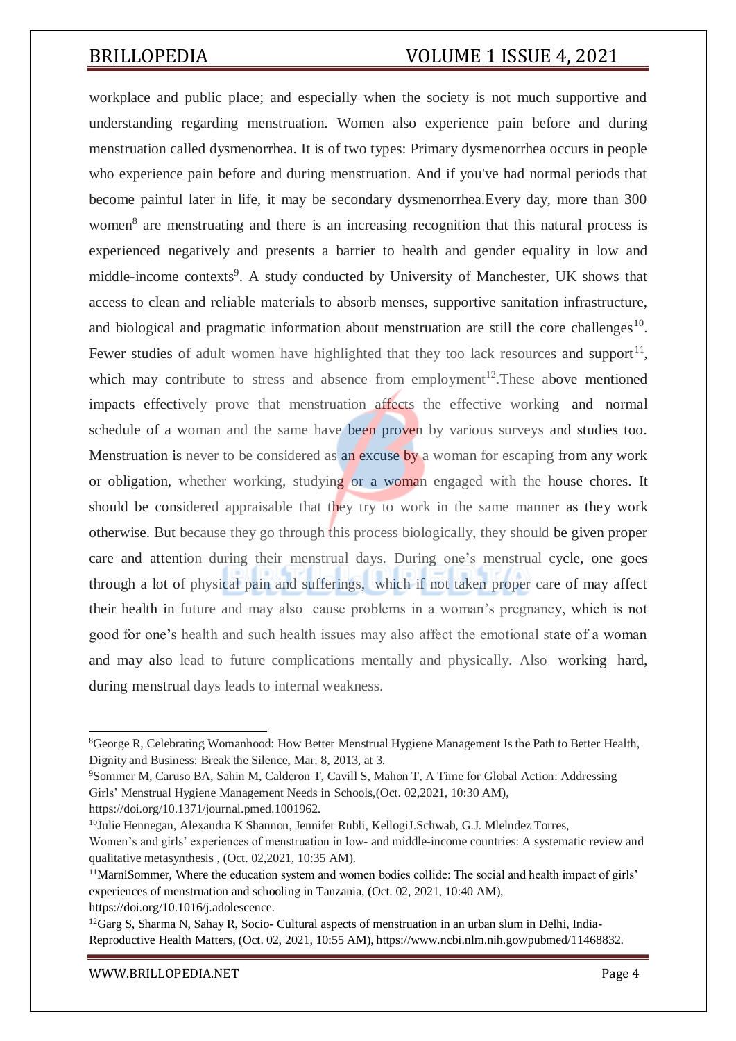workplace and public place; and especially when the society is not much supportive and understanding regarding menstruation. Women also experience pain before and during menstruation called dysmenorrhea. It is of two types: Primary dysmenorrhea occurs in people who experience pain before and during menstruation. And if you've had normal periods that become painful later in life, it may be secondary dysmenorrhea.Every day, more than 300 women[8] are menstruating and there is an increasing recognition that this natural process is experienced negatively and presents a barrier to health and gender equality in low and middle-income contexts[9]. A study conducted by University of Manchester, UK shows that access to clean and reliable materials to absorb menses, supportive sanitation infrastructure, and biological and pragmatic information about menstruation are still the core challenges[10]. Fewer studies of adult women have highlighted that they too lack resources and support[11], which may contribute to stress and absence from employment[12].These above mentioned impacts effectively prove that menstruation affects the effective working and normal schedule of a woman and the same have been proven by various surveys and studies too. Menstruation is never to be considered as an excuse by a woman for escaping from any work or obligation, whether working, studying or a woman engaged with the house chores. It should be considered appraisable that they try to work in the same manner as they work otherwise. But because they go through this process biologically, they should be given proper care and attention during their menstrual days. During one's menstrual cycle, one goes through a lot of physical pain and sufferings, which if not taken proper care of may affect their health in future and may also cause problems in a woman's pregnancy, which is not good for one's health and such health issues may also affect the emotional state of a woman and may also lead to future complications mentally and physically. Also working hard, during menstrual days leads to internal weakness.

---

[8]George R, Celebrating Womanhood: How Better Menstrual Hygiene Management Is the Path to Better Health, Dignity and Business: Break the Silence, Mar. 8, 2013, at 3.

[9]Sommer M, Caruso BA, Sahin M, Calderon T, Cavill S, Mahon T, A Time for Global Action: Addressing Girls' Menstrual Hygiene Management Needs in Schools,(Oct. 02,2021, 10:30 AM), https://doi.org/10.1371/journal.pmed.1001962.

[10]Julie Hennegan, Alexandra K Shannon, Jennifer Rubli, KellogiJ.Schwab, G.J. Mlelndez Torres, Women's and girls' experiences of menstruation in low- and middle-income countries: A systematic review and qualitative metasynthesis , (Oct. 02,2021, 10:35 AM).

[11]MarniSommer, Where the education system and women bodies collide: The social and health impact of girls' experiences of menstruation and schooling in Tanzania, (Oct. 02, 2021, 10:40 AM), https://doi.org/10.1016/j.adolescence.

[12]Garg S, Sharma N, Sahay R, Socio- Cultural aspects of menstruation in an urban slum in Delhi, India- Reproductive Health Matters, (Oct. 02, 2021, 10:55 AM), https://www.ncbi.nlm.nih.gov/pubmed/11468832.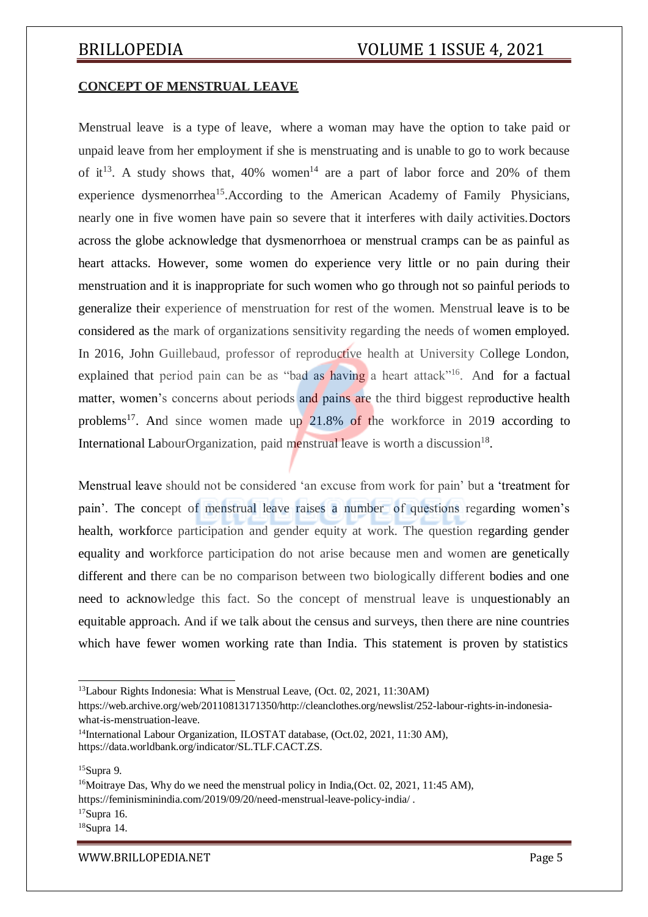**CONCEPT OF MENSTRUAL LEAVE**

Menstrual leave is a type of leave, where a woman may have the option to take paid or unpaid leave from her employment if she is menstruating and is unable to go to work because of it[13]. A study shows that, 40% women[14] are a part of labor force and 20% of them experience dysmenorrhea[15].According to the American Academy of Family Physicians, nearly one in five women have pain so severe that it interferes with daily activities.Doctors across the globe acknowledge that dysmenorrhoea or menstrual cramps can be as painful as heart attacks. However, some women do experience very little or no pain during their menstruation and it is inappropriate for such women who go through not so painful periods to generalize their experience of menstruation for rest of the women. Menstrual leave is to be considered as the mark of organizations sensitivity regarding the needs of women employed. In 2016, John Guillebaud, professor of reproductive health at University College London, explained that period pain can be as "bad as having a heart attack"[16]. And for a factual matter, women's concerns about periods and pains are the third biggest reproductive health problems[17]. And since women made up 21.8% of the workforce in 2019 according to International LabourOrganization, paid menstrual leave is worth a discussion[18].

Menstrual leave should not be considered 'an excuse from work for pain' but a 'treatment for pain'. The concept of menstrual leave raises a number of questions regarding women's health, workforce participation and gender equity at work. The question regarding gender equality and workforce participation do not arise because men and women are genetically different and there can be no comparison between two biologically different bodies and one need to acknowledge this fact. So the concept of menstrual leave is unquestionably an equitable approach. And if we talk about the census and surveys, then there are nine countries which have fewer women working rate than India. This statement is proven by statistics

---

[13]Labour Rights Indonesia: What is Menstrual Leave, (Oct. 02, 2021, 11:30AM) https://web.archive.org/web/20110813171350/http://cleanclothes.org/newslist/252-labour-rights-in-indonesia-what-is-menstruation-leave.

[14]International Labour Organization, ILOSTAT database, (Oct.02, 2021, 11:30 AM), https://data.worldbank.org/indicator/SL.TLF.CACT.ZS.

[15]Supra 9.

[16]Moitraye Das, Why do we need the menstrual policy in India,(Oct. 02, 2021, 11:45 AM), https://feminisminindia.com/2019/09/20/need-menstrual-leave-policy-india/ .

[17]Supra 16.

[18]Supra 14.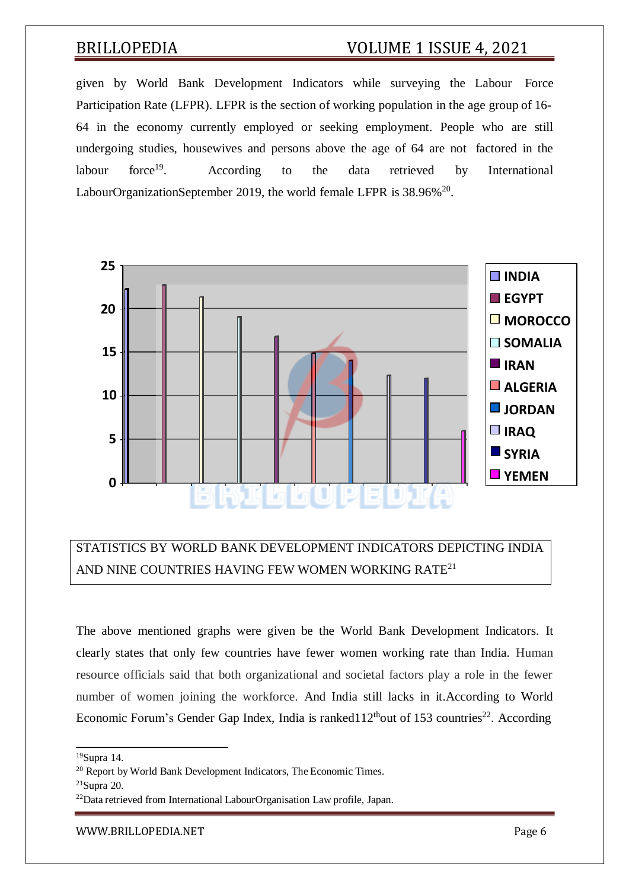given by World Bank Development Indicators while surveying the Labour Force Participation Rate (LFPR). LFPR is the section of working population in the age group of 16-64 in the economy currently employed or seeking employment. People who are still undergoing studies, housewives and persons above the age of 64 are not factored in the labour force[19]. According to the data retrieved by International LabourOrganizationSeptember 2019, the world female LFPR is 38.96%[20].

STATISTICS BY WORLD BANK DEVELOPMENT INDICATORS DEPICTING INDIA AND NINE COUNTRIES HAVING FEW WOMEN WORKING RATE[21]

The above mentioned graphs were given be the World Bank Development Indicators. It clearly states that only few countries have fewer women working rate than India. Human resource officials said that both organizational and societal factors play a role in the fewer number of women joining the workforce. And India still lacks in it.According to World Economic Forum's Gender Gap Index, India is ranked112[th]out of 153 countries[22]. According

---

[19]Supra 14.

[20] Report by World Bank Development Indicators, The Economic Times.

[21]Supra 20.

[22]Data retrieved from International LabourOrganisation Law profile, Japan.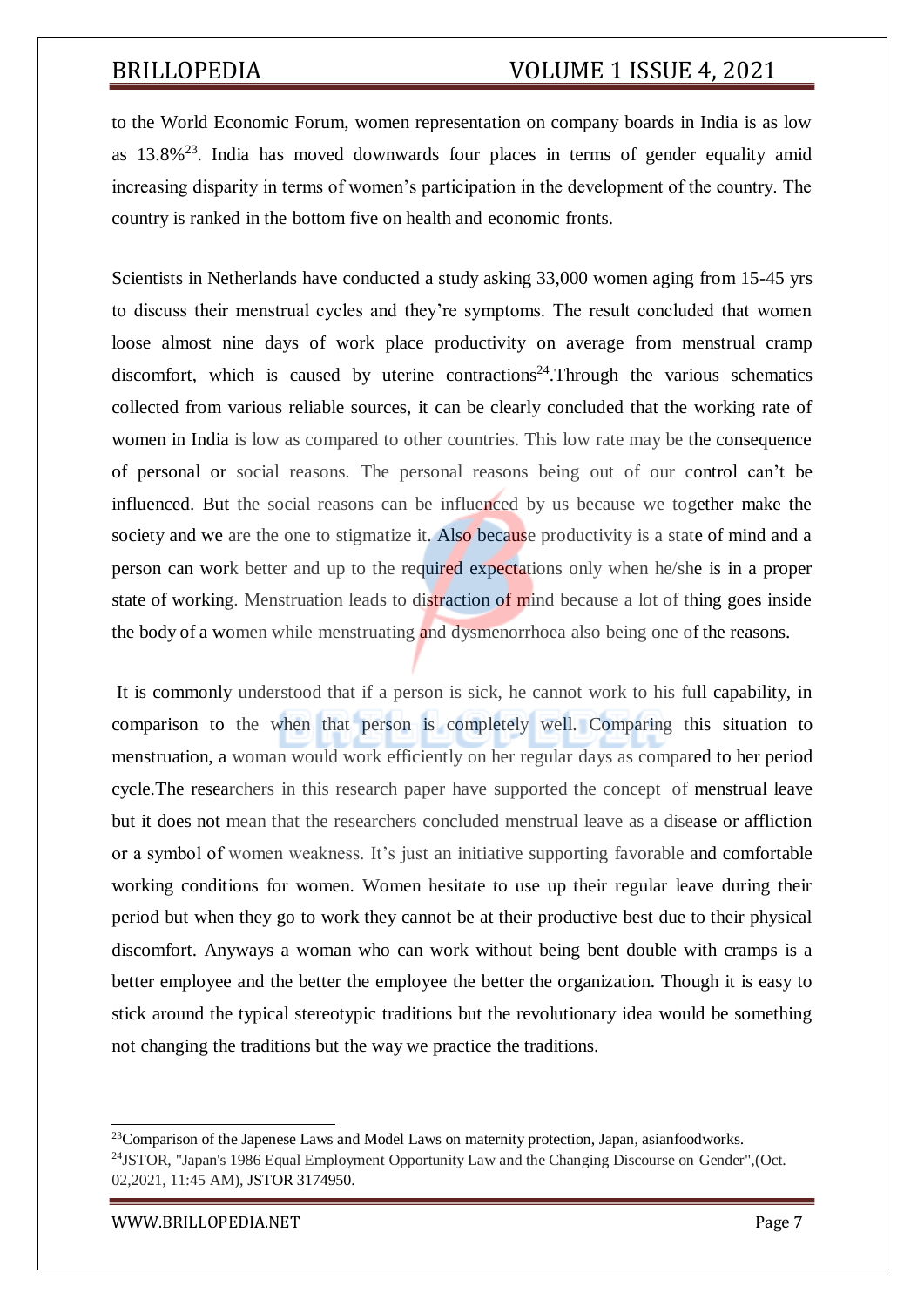to the World Economic Forum, women representation on company boards in India is as low as 13.8%[23]. India has moved downwards four places in terms of gender equality amid increasing disparity in terms of women's participation in the development of the country. The country is ranked in the bottom five on health and economic fronts.

Scientists in Netherlands have conducted a study asking 33,000 women aging from 15-45 yrs to discuss their menstrual cycles and they're symptoms. The result concluded that women loose almost nine days of work place productivity on average from menstrual cramp discomfort, which is caused by uterine contractions[24].Through the various schematics collected from various reliable sources, it can be clearly concluded that the working rate of women in India is low as compared to other countries. This low rate may be the consequence of personal or social reasons. The personal reasons being out of our control can't be influenced. But the social reasons can be influenced by us because we together make the society and we are the one to stigmatize it. Also because productivity is a state of mind and a person can work better and up to the required expectations only when he/she is in a proper state of working. Menstruation leads to distraction of mind because a lot of thing goes inside the body of a women while menstruating and dysmenorrhoea also being one of the reasons.

It is commonly understood that if a person is sick, he cannot work to his full capability, in comparison to the when that person is completely well. Comparing this situation to menstruation, a woman would work efficiently on her regular days as compared to her period cycle.The researchers in this research paper have supported the concept of menstrual leave but it does not mean that the researchers concluded menstrual leave as a disease or affliction or a symbol of women weakness. It's just an initiative supporting favorable and comfortable working conditions for women. Women hesitate to use up their regular leave during their period but when they go to work they cannot be at their productive best due to their physical discomfort. Anyways a woman who can work without being bent double with cramps is a better employee and the better the employee the better the organization. Though it is easy to stick around the typical stereotypic traditions but the revolutionary idea would be something not changing the traditions but the way we practice the traditions.

---

[23]Comparison of the Japenese Laws and Model Laws on maternity protection, Japan, asianfoodworks.

[24]JSTOR, "Japan's 1986 Equal Employment Opportunity Law and the Changing Discourse on Gender",(Oct. 02,2021, 11:45 AM), JSTOR 3174950.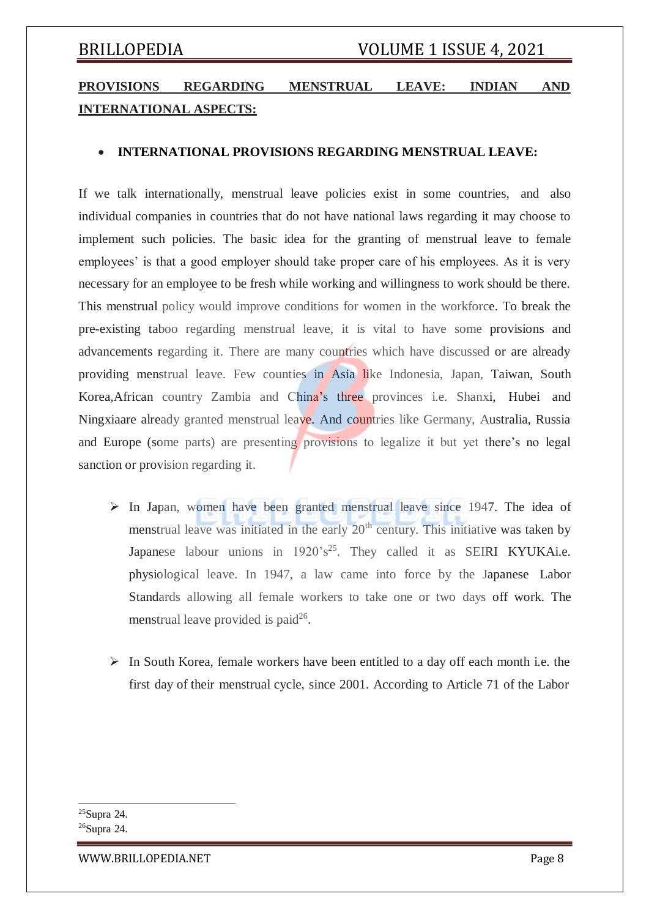**PROVISIONS REGARDING MENSTRUAL LEAVE: INDIAN AND INTERNATIONAL ASPECTS:**

- **INTERNATIONAL PROVISIONS REGARDING MENSTRUAL LEAVE:**

If we talk internationally, menstrual leave policies exist in some countries, and also individual companies in countries that do not have national laws regarding it may choose to implement such policies. The basic idea for the granting of menstrual leave to female employees' is that a good employer should take proper care of his employees. As it is very necessary for an employee to be fresh while working and willingness to work should be there. This menstrual policy would improve conditions for women in the workforce. To break the pre-existing taboo regarding menstrual leave, it is vital to have some provisions and advancements regarding it. There are many countries which have discussed or are already providing menstrual leave. Few counties in Asia like Indonesia, Japan, Taiwan, South Korea,African country Zambia and China's three provinces i.e. Shanxi, Hubei and Ningxiaare already granted menstrual leave. And countries like Germany, Australia, Russia and Europe (some parts) are presenting provisions to legalize it but yet there's no legal sanction or provision regarding it.

- In Japan, women have been granted menstrual leave since 1947. The idea of menstrual leave was initiated in the early 20th century. This initiative was taken by Japanese labour unions in 1920's[25]. They called it as SEIRI KYUKAi.e. physiological leave. In 1947, a law came into force by the Japanese Labor Standards allowing all female workers to take one or two days off work. The menstrual leave provided is paid[26].

- In South Korea, female workers have been entitled to a day off each month i.e. the first day of their menstrual cycle, since 2001. According to Article 71 of the Labor

---

[25] Supra 24.

[26] Supra 24.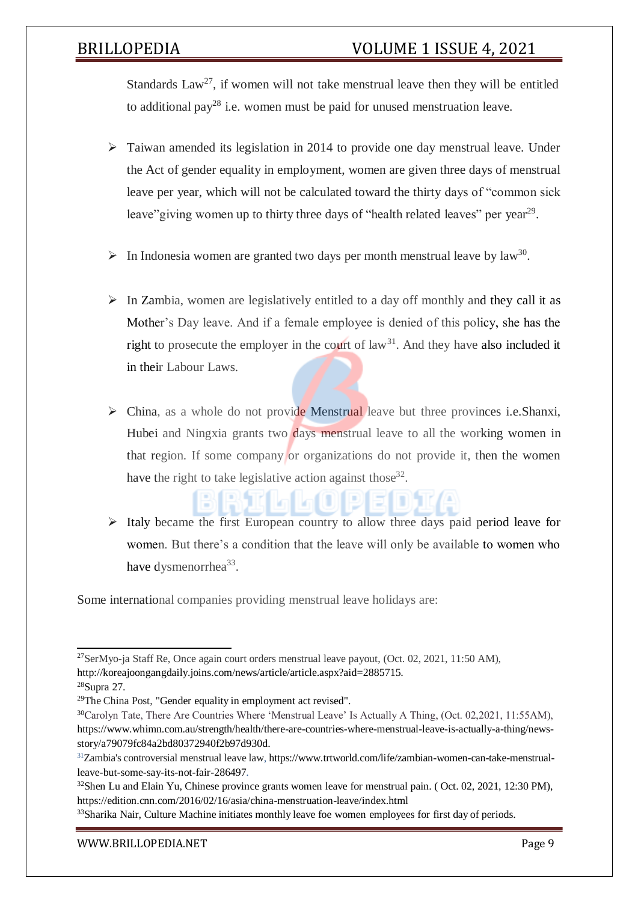Standards Law[27], if women will not take menstrual leave then they will be entitled to additional pay[28] i.e. women must be paid for unused menstruation leave.

- Taiwan amended its legislation in 2014 to provide one day menstrual leave. Under the Act of gender equality in employment, women are given three days of menstrual leave per year, which will not be calculated toward the thirty days of "common sick leave"giving women up to thirty three days of "health related leaves" per year[29].

- In Indonesia women are granted two days per month menstrual leave by law[30].

- In Zambia, women are legislatively entitled to a day off monthly and they call it as Mother's Day leave. And if a female employee is denied of this policy, she has the right to prosecute the employer in the court of law[31]. And they have also included it in their Labour Laws.

- China, as a whole do not provide Menstrual leave but three provinces i.e.Shanxi, Hubei and Ningxia grants two days menstrual leave to all the working women in that region. If some company or organizations do not provide it, then the women have the right to take legislative action against those[32].

- Italy became the first European country to allow three days paid period leave for women. But there's a condition that the leave will only be available to women who have dysmenorrhea[33].

Some international companies providing menstrual leave holidays are:

---

[27]SerMyo-ja Staff Re, Once again court orders menstrual leave payout, (Oct. 02, 2021, 11:50 AM), http://koreajoongangdaily.joins.com/news/article/article.aspx?aid=2885715.

[28]Supra 27.

[29]The China Post, "Gender equality in employment act revised".

[30]Carolyn Tate, There Are Countries Where 'Menstrual Leave' Is Actually A Thing, (Oct. 02,2021, 11:55AM), https://www.whimn.com.au/strength/health/there-are-countries-where-menstrual-leave-is-actually-a-thing/news-story/a79079fc84a2bd80372940f2b97d930d.

[31]Zambia's controversial menstrual leave law, https://www.trtworld.com/life/zambian-women-can-take-menstrual-leave-but-some-say-its-not-fair-286497.

[32]Shen Lu and Elain Yu, Chinese province grants women leave for menstrual pain. ( Oct. 02, 2021, 12:30 PM), https://edition.cnn.com/2016/02/16/asia/china-menstruation-leave/index.html

[33]Sharika Nair, Culture Machine initiates monthly leave foe women employees for first day of periods.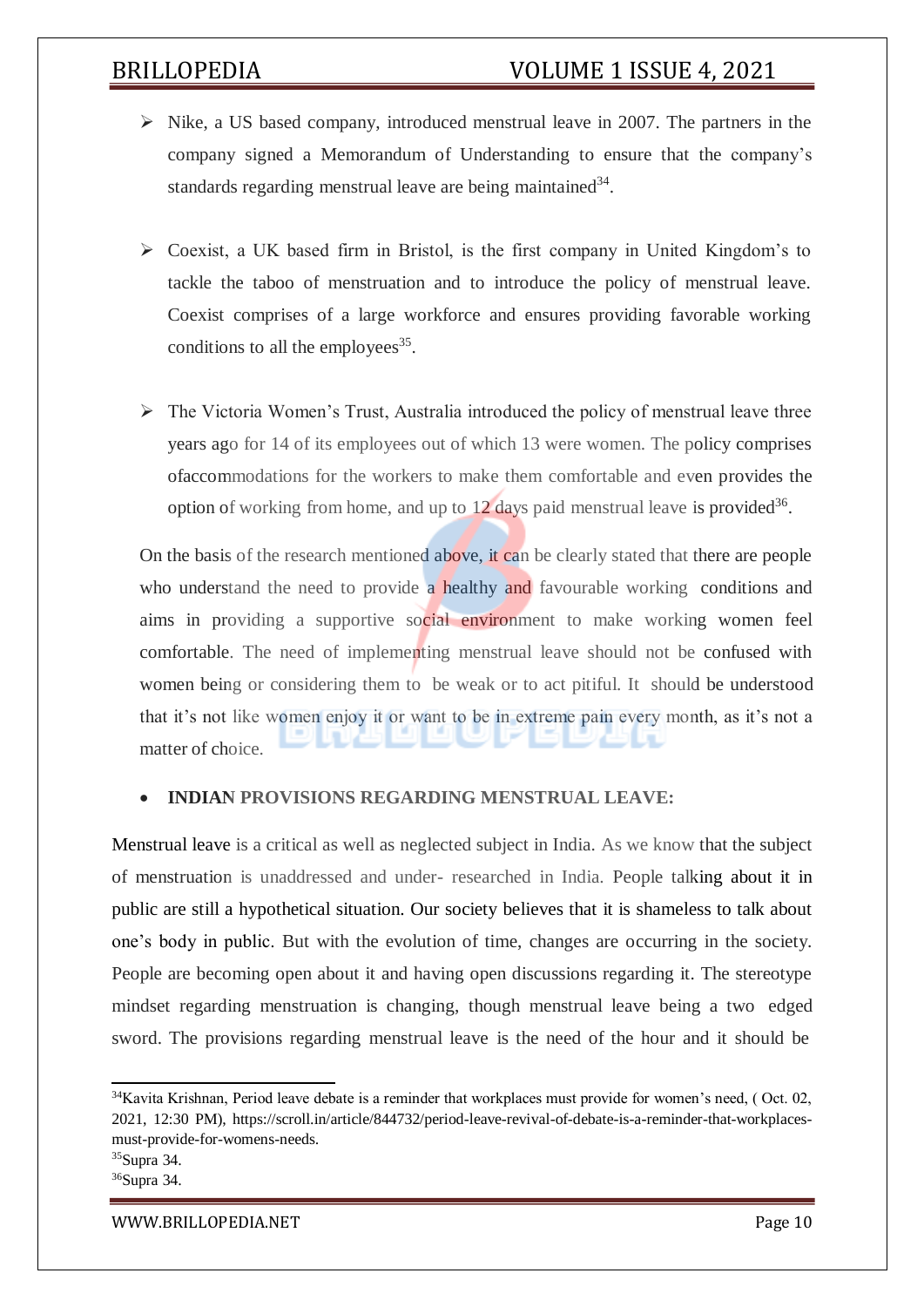- Nike, a US based company, introduced menstrual leave in 2007. The partners in the company signed a Memorandum of Understanding to ensure that the company's standards regarding menstrual leave are being maintained[34].

- Coexist, a UK based firm in Bristol, is the first company in United Kingdom's to tackle the taboo of menstruation and to introduce the policy of menstrual leave. Coexist comprises of a large workforce and ensures providing favorable working conditions to all the employees[35].

- The Victoria Women's Trust, Australia introduced the policy of menstrual leave three years ago for 14 of its employees out of which 13 were women. The policy comprises ofaccommodations for the workers to make them comfortable and even provides the option of working from home, and up to 12 days paid menstrual leave is provided[36].

On the basis of the research mentioned above, it can be clearly stated that there are people who understand the need to provide a healthy and favourable working conditions and aims in providing a supportive social environment to make working women feel comfortable. The need of implementing menstrual leave should not be confused with women being or considering them to be weak or to act pitiful. It should be understood that it's not like women enjoy it or want to be in extreme pain every month, as it's not a matter of choice.

- **INDIAN PROVISIONS REGARDING MENSTRUAL LEAVE:**

Menstrual leave is a critical as well as neglected subject in India. As we know that the subject of menstruation is unaddressed and under- researched in India. People talking about it in public are still a hypothetical situation. Our society believes that it is shameless to talk about one's body in public. But with the evolution of time, changes are occurring in the society. People are becoming open about it and having open discussions regarding it. The stereotype mindset regarding menstruation is changing, though menstrual leave being a two edged sword. The provisions regarding menstrual leave is the need of the hour and it should be

---

[34]Kavita Krishnan, Period leave debate is a reminder that workplaces must provide for women's need, ( Oct. 02, 2021, 12:30 PM), https://scroll.in/article/844732/period-leave-revival-of-debate-is-a-reminder-that-workplaces-must-provide-for-womens-needs.

[35]Supra 34.

[36]Supra 34.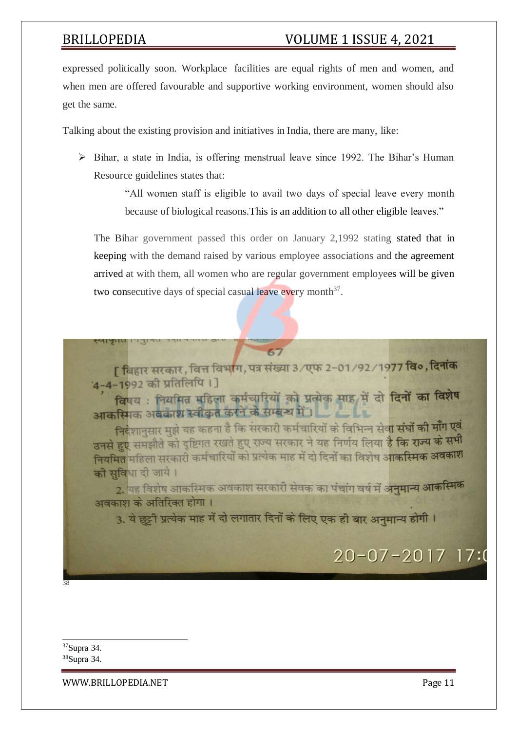expressed politically soon. Workplace facilities are equal rights of men and women, and when men are offered favourable and supportive working environment, women should also get the same.

Talking about the existing provision and initiatives in India, there are many, like:

- Bihar, a state in India, is offering menstrual leave since 1992. The Bihar's Human Resource guidelines states that:

  > "All women staff is eligible to avail two days of special leave every month because of biological reasons.This is an addition to all other eligible leaves."

  The Bihar government passed this order on January 2,1992 stating stated that in keeping with the demand raised by various employee associations and the agreement arrived at with them, all women who are regular government employees will be given two consecutive days of special casual leave every month[37].

67

[ बिहार सरकार, वित्त विभाग, पत्र संख्या 3/एफ 2-01/92/1977 वि०, दिनांक 4-4-1992 की प्रतिलिपि ।]

विषय : नियमित महिला कर्मचारियों को प्रत्येक माह में दो दिनों का विशेष आकस्मिक अवकाश स्वीकृत करने के सम्बन्ध में ।

निदेशानुसार मुझे यह कहना है कि सरकारी कर्मचारियों के विभिन्न सेवा संघों की माँग एवं उनसे हुए समझौते को दृष्टिगत रखते हुए राज्य सरकार ने यह निर्णय लिया है कि राज्य के सभी नियमित महिला सरकारी कर्मचारियों को प्रत्येक माह में दो दिनों का विशेष आकस्मिक अवकाश की सुविधा दी जाये ।

2. यह विशेष आकस्मिक अवकाश सरकारी सेवक का पंचांग वर्ष में अनुमान्य आकस्मिक अवकाश के अतिरिक्त होगा ।

3. ये छुट्टी प्रत्येक माह में दो लगातार दिनों के लिए एक ही बार अनुमान्य होगी ।

[38]

---

[37] Supra 34.

[38] Supra 34.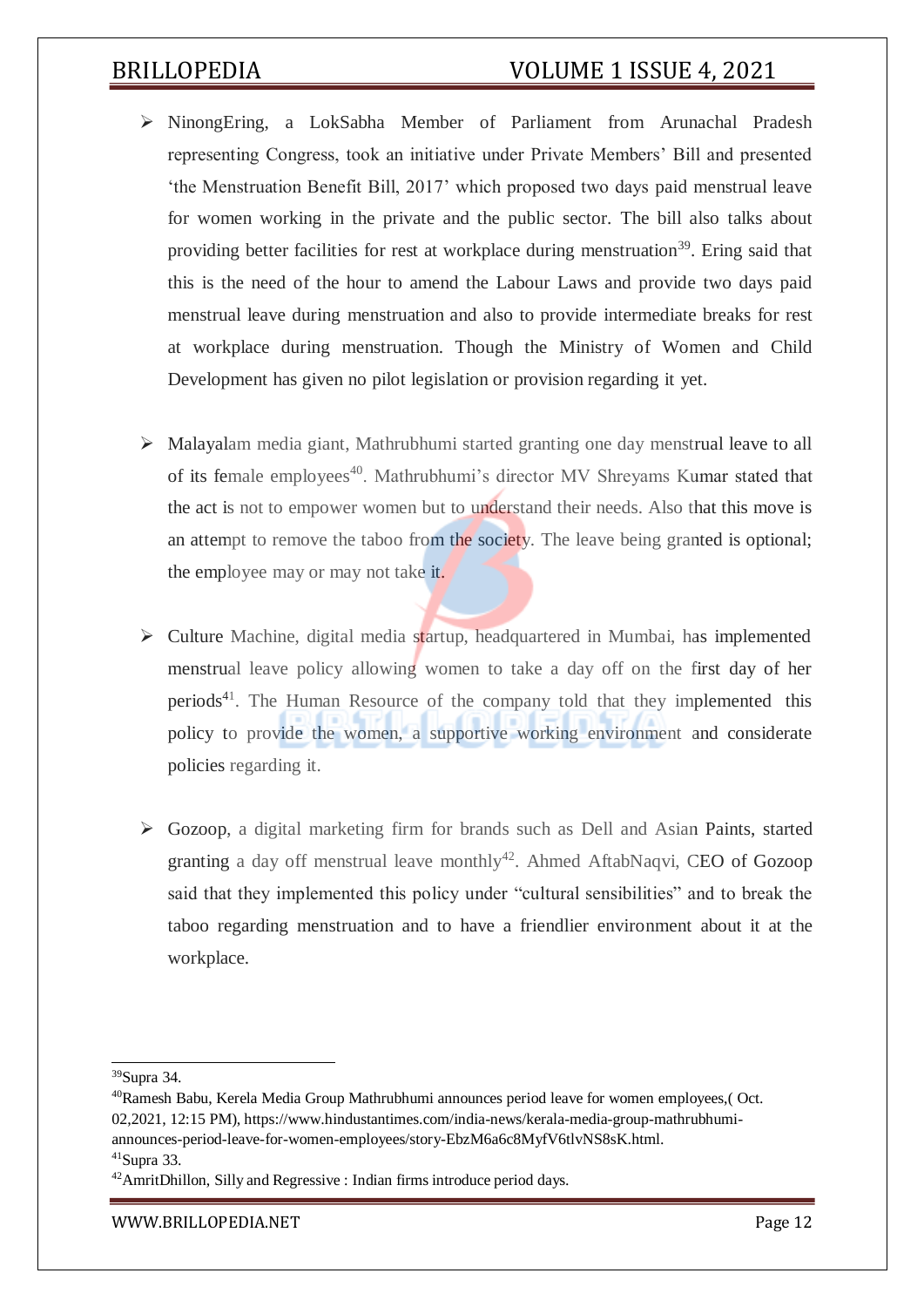- NinongEring, a LokSabha Member of Parliament from Arunachal Pradesh representing Congress, took an initiative under Private Members' Bill and presented 'the Menstruation Benefit Bill, 2017' which proposed two days paid menstrual leave for women working in the private and the public sector. The bill also talks about providing better facilities for rest at workplace during menstruation[39]. Ering said that this is the need of the hour to amend the Labour Laws and provide two days paid menstrual leave during menstruation and also to provide intermediate breaks for rest at workplace during menstruation. Though the Ministry of Women and Child Development has given no pilot legislation or provision regarding it yet.

- Malayalam media giant, Mathrubhumi started granting one day menstrual leave to all of its female employees[40]. Mathrubhumi's director MV Shreyams Kumar stated that the act is not to empower women but to understand their needs. Also that this move is an attempt to remove the taboo from the society. The leave being granted is optional; the employee may or may not take it.

- Culture Machine, digital media startup, headquartered in Mumbai, has implemented menstrual leave policy allowing women to take a day off on the first day of her periods[41]. The Human Resource of the company told that they implemented this policy to provide the women, a supportive working environment and considerate policies regarding it.

- Gozoop, a digital marketing firm for brands such as Dell and Asian Paints, started granting a day off menstrual leave monthly[42]. Ahmed AftabNaqvi, CEO of Gozoop said that they implemented this policy under "cultural sensibilities" and to break the taboo regarding menstruation and to have a friendlier environment about it at the workplace.

---

[39]Supra 34.

[40]Ramesh Babu, Kerela Media Group Mathrubhumi announces period leave for women employees,( Oct. 02,2021, 12:15 PM), https://www.hindustantimes.com/india-news/kerala-media-group-mathrubhumi-announces-period-leave-for-women-employees/story-EbzM6a6c8MyfV6tlvNS8sK.html.

[41]Supra 33.

[42]AmritDhillon, Silly and Regressive : Indian firms introduce period days.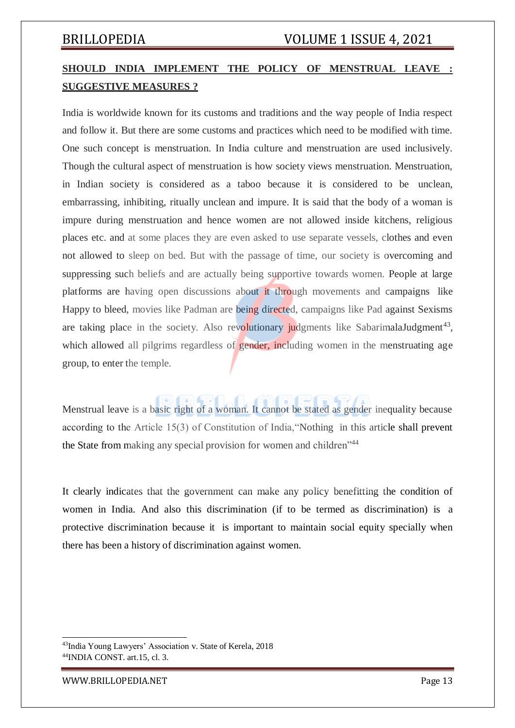**SHOULD INDIA IMPLEMENT THE POLICY OF MENSTRUAL LEAVE : SUGGESTIVE MEASURES ?**

India is worldwide known for its customs and traditions and the way people of India respect and follow it. But there are some customs and practices which need to be modified with time. One such concept is menstruation. In India culture and menstruation are used inclusively. Though the cultural aspect of menstruation is how society views menstruation. Menstruation, in Indian society is considered as a taboo because it is considered to be unclean, embarrassing, inhibiting, ritually unclean and impure. It is said that the body of a woman is impure during menstruation and hence women are not allowed inside kitchens, religious places etc. and at some places they are even asked to use separate vessels, clothes and even not allowed to sleep on bed. But with the passage of time, our society is overcoming and suppressing such beliefs and are actually being supportive towards women. People at large platforms are having open discussions about it through movements and campaigns like Happy to bleed, movies like Padman are being directed, campaigns like Pad against Sexisms are taking place in the society. Also revolutionary judgments like SabarimalaJudgment[43], which allowed all pilgrims regardless of gender, including women in the menstruating age group, to enter the temple.

Menstrual leave is a basic right of a woman. It cannot be stated as gender inequality because according to the Article 15(3) of Constitution of India,"Nothing in this article shall prevent the State from making any special provision for women and children"[44]

It clearly indicates that the government can make any policy benefitting the condition of women in India. And also this discrimination (if to be termed as discrimination) is a protective discrimination because it is important to maintain social equity specially when there has been a history of discrimination against women.

---

[43] India Young Lawyers' Association v. State of Kerela, 2018

[44] INDIA CONST. art.15, cl. 3.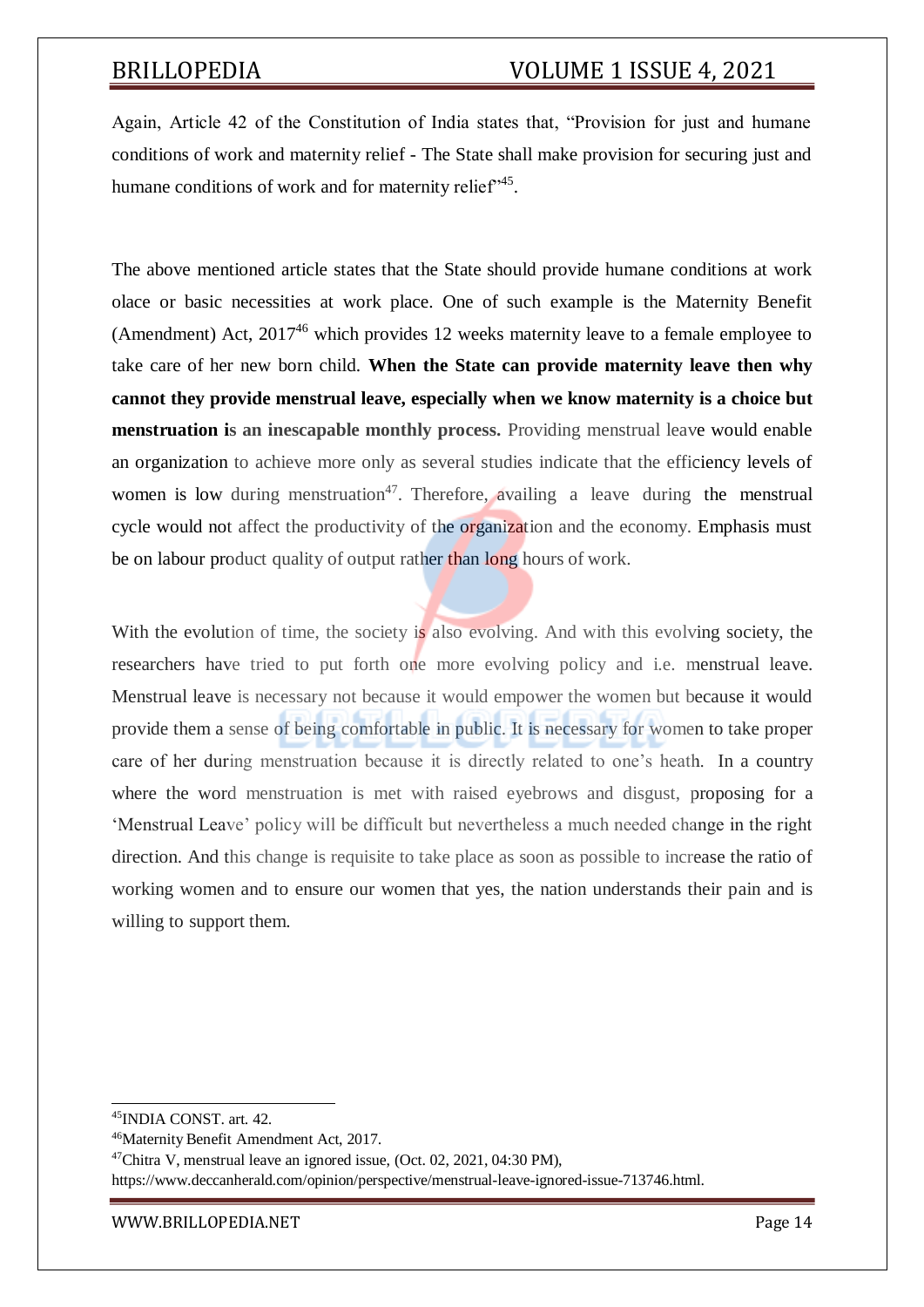Again, Article 42 of the Constitution of India states that, "Provision for just and humane conditions of work and maternity relief - The State shall make provision for securing just and humane conditions of work and for maternity relief"[45].

The above mentioned article states that the State should provide humane conditions at work olace or basic necessities at work place. One of such example is the Maternity Benefit (Amendment) Act, 2017[46] which provides 12 weeks maternity leave to a female employee to take care of her new born child. **When the State can provide maternity leave then why cannot they provide menstrual leave, especially when we know maternity is a choice but menstruation is an inescapable monthly process.** Providing menstrual leave would enable an organization to achieve more only as several studies indicate that the efficiency levels of women is low during menstruation[47]. Therefore, availing a leave during the menstrual cycle would not affect the productivity of the organization and the economy. Emphasis must be on labour product quality of output rather than long hours of work.

With the evolution of time, the society is also evolving. And with this evolving society, the researchers have tried to put forth one more evolving policy and i.e. menstrual leave. Menstrual leave is necessary not because it would empower the women but because it would provide them a sense of being comfortable in public. It is necessary for women to take proper care of her during menstruation because it is directly related to one's heath. In a country where the word menstruation is met with raised eyebrows and disgust, proposing for a 'Menstrual Leave' policy will be difficult but nevertheless a much needed change in the right direction. And this change is requisite to take place as soon as possible to increase the ratio of working women and to ensure our women that yes, the nation understands their pain and is willing to support them.

---

[45] INDIA CONST. art. 42.

[46] Maternity Benefit Amendment Act, 2017.

[47] Chitra V, menstrual leave an ignored issue, (Oct. 02, 2021, 04:30 PM), https://www.deccanherald.com/opinion/perspective/menstrual-leave-ignored-issue-713746.html.